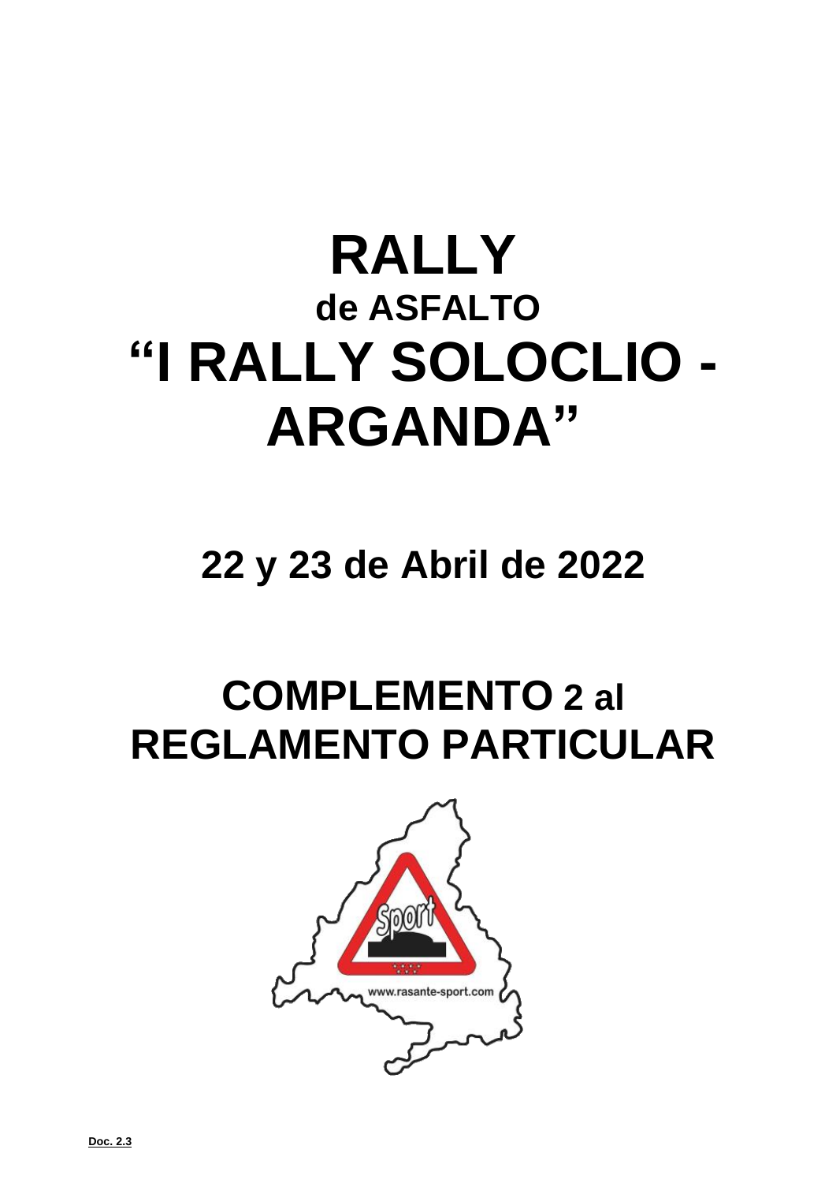# RALLY
## de ASFALTO
# "I RALLY SOLOCLIO - ARGANDA"

## 22 y 23 de Abril de 2022

# COMPLEMENTO 2 al REGLAMENTO PARTICULAR

www.rasante-sport.com

Doc. 2.3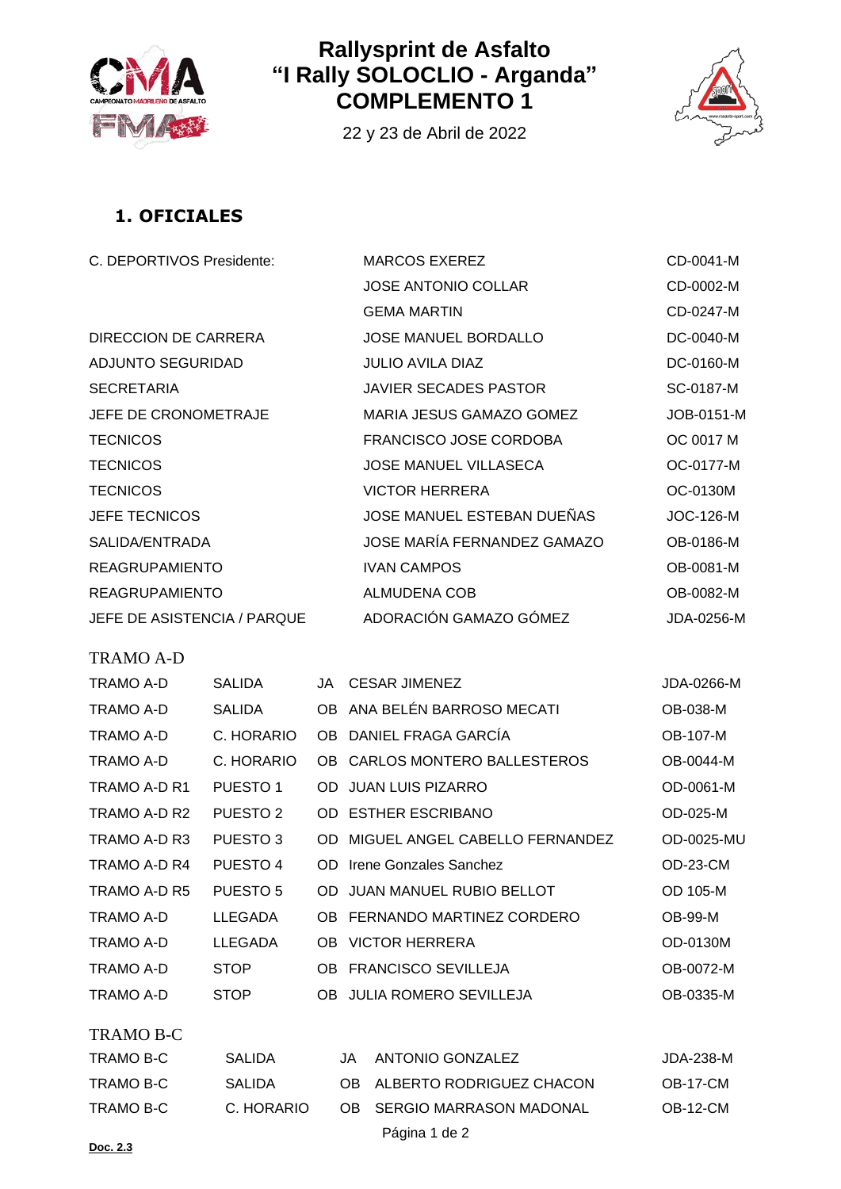# Rallysprint de Asfalto
# "I Rally SOLOCLIO - Arganda"
# COMPLEMENTO 1

22 y 23 de Abril de 2022

## 1. OFICIALES

| | | |
|---|---|---|
| C. DEPORTIVOS Presidente: | MARCOS EXEREZ | CD-0041-M |
| | JOSE ANTONIO COLLAR | CD-0002-M |
| | GEMA MARTIN | CD-0247-M |
| DIRECCION DE CARRERA | JOSE MANUEL BORDALLO | DC-0040-M |
| ADJUNTO SEGURIDAD | JULIO AVILA DIAZ | DC-0160-M |
| SECRETARIA | JAVIER SECADES PASTOR | SC-0187-M |
| JEFE DE CRONOMETRAJE | MARIA JESUS GAMAZO GOMEZ | JOB-0151-M |
| TECNICOS | FRANCISCO JOSE CORDOBA | OC 0017 M |
| TECNICOS | JOSE MANUEL VILLASECA | OC-0177-M |
| TECNICOS | VICTOR HERRERA | OC-0130M |
| JEFE TECNICOS | JOSE MANUEL ESTEBAN DUEÑAS | JOC-126-M |
| SALIDA/ENTRADA | JOSE MARÍA FERNANDEZ GAMAZO | OB-0186-M |
| REAGRUPAMIENTO | IVAN CAMPOS | OB-0081-M |
| REAGRUPAMIENTO | ALMUDENA COB | OB-0082-M |
| JEFE DE ASISTENCIA / PARQUE | ADORACIÓN GAMAZO GÓMEZ | JDA-0256-M |

### TRAMO A-D

| | | | | |
|---|---|---|---|---|
| TRAMO A-D | SALIDA | JA | CESAR JIMENEZ | JDA-0266-M |
| TRAMO A-D | SALIDA | OB | ANA BELÉN BARROSO MECATI | OB-038-M |
| TRAMO A-D | C. HORARIO | OB | DANIEL FRAGA GARCÍA | OB-107-M |
| TRAMO A-D | C. HORARIO | OB | CARLOS MONTERO BALLESTEROS | OB-0044-M |
| TRAMO A-D R1 | PUESTO 1 | OD | JUAN LUIS PIZARRO | OD-0061-M |
| TRAMO A-D R2 | PUESTO 2 | OD | ESTHER ESCRIBANO | OD-025-M |
| TRAMO A-D R3 | PUESTO 3 | OD | MIGUEL ANGEL CABELLO FERNANDEZ | OD-0025-MU |
| TRAMO A-D R4 | PUESTO 4 | OD | Irene Gonzales Sanchez | OD-23-CM |
| TRAMO A-D R5 | PUESTO 5 | OD | JUAN MANUEL RUBIO BELLOT | OD 105-M |
| TRAMO A-D | LLEGADA | OB | FERNANDO MARTINEZ CORDERO | OB-99-M |
| TRAMO A-D | LLEGADA | OB | VICTOR HERRERA | OD-0130M |
| TRAMO A-D | STOP | OB | FRANCISCO SEVILLEJA | OB-0072-M |
| TRAMO A-D | STOP | OB | JULIA ROMERO SEVILLEJA | OB-0335-M |

### TRAMO B-C

| | | | | |
|---|---|---|---|---|
| TRAMO B-C | SALIDA | JA | ANTONIO GONZALEZ | JDA-238-M |
| TRAMO B-C | SALIDA | OB | ALBERTO RODRIGUEZ CHACON | OB-17-CM |
| TRAMO B-C | C. HORARIO | OB | SERGIO MARRASON MADONAL | OB-12-CM |

**Doc. 2.3**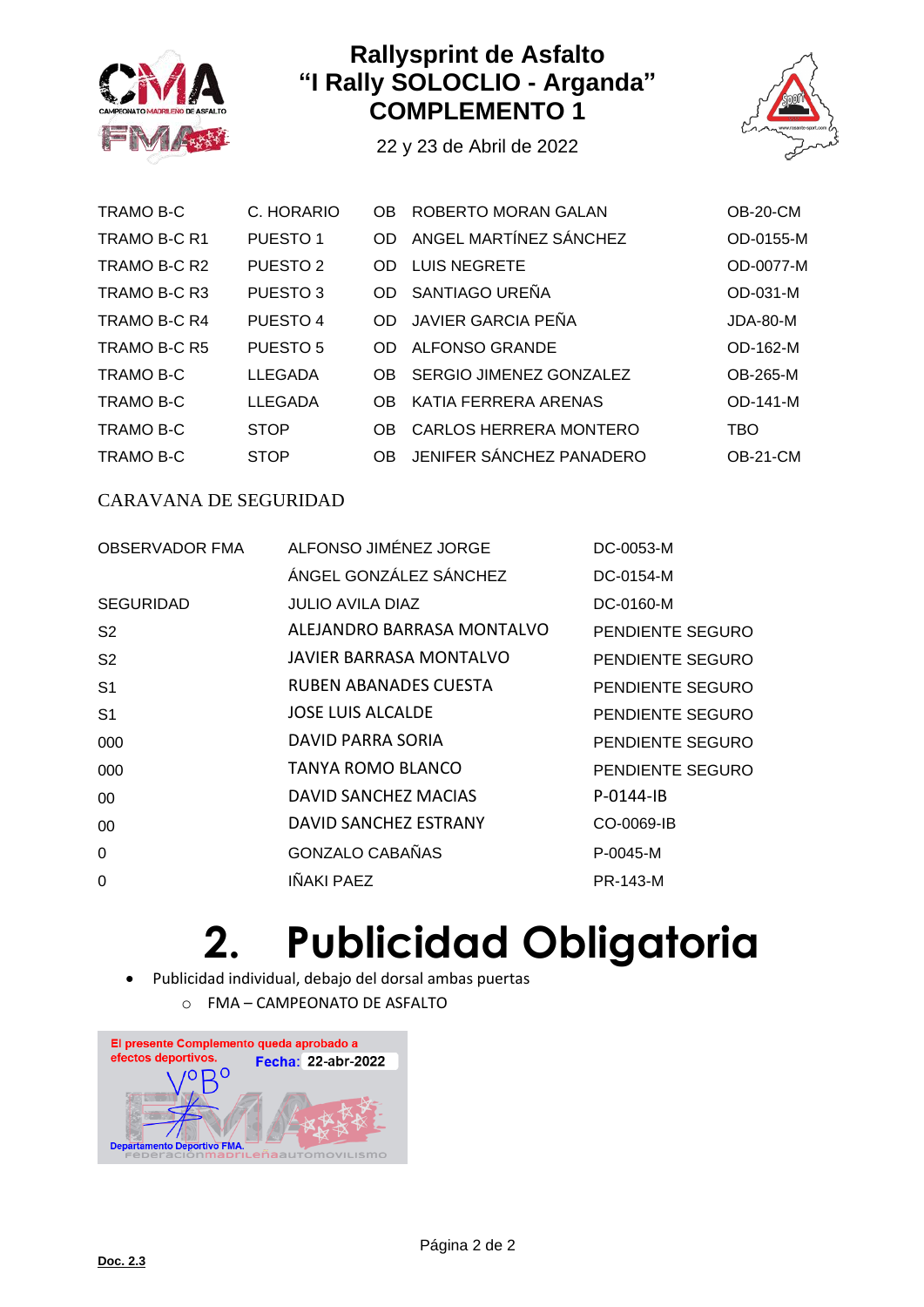# Rallysprint de Asfalto
# "I Rally SOLOCLIO - Arganda"
# COMPLEMENTO 1

22 y 23 de Abril de 2022

| | | | | |
|---|---|---|---|---|
| TRAMO B-C | C. HORARIO | OB | ROBERTO MORAN GALAN | OB-20-CM |
| TRAMO B-C R1 | PUESTO 1 | OD | ANGEL MARTÍNEZ SÁNCHEZ | OD-0155-M |
| TRAMO B-C R2 | PUESTO 2 | OD | LUIS NEGRETE | OD-0077-M |
| TRAMO B-C R3 | PUESTO 3 | OD | SANTIAGO UREÑA | OD-031-M |
| TRAMO B-C R4 | PUESTO 4 | OD | JAVIER GARCIA PEÑA | JDA-80-M |
| TRAMO B-C R5 | PUESTO 5 | OD | ALFONSO GRANDE | OD-162-M |
| TRAMO B-C | LLEGADA | OB | SERGIO JIMENEZ GONZALEZ | OB-265-M |
| TRAMO B-C | LLEGADA | OB | KATIA FERRERA ARENAS | OD-141-M |
| TRAMO B-C | STOP | OB | CARLOS HERRERA MONTERO | TBO |
| TRAMO B-C | STOP | OB | JENIFER SÁNCHEZ PANADERO | OB-21-CM |

CARAVANA DE SEGURIDAD

| | | |
|---|---|---|
| OBSERVADOR FMA | ALFONSO JIMÉNEZ JORGE | DC-0053-M |
| | ÁNGEL GONZÁLEZ SÁNCHEZ | DC-0154-M |
| SEGURIDAD | JULIO AVILA DIAZ | DC-0160-M |
| S2 | ALEJANDRO BARRASA MONTALVO | PENDIENTE SEGURO |
| S2 | JAVIER BARRASA MONTALVO | PENDIENTE SEGURO |
| S1 | RUBEN ABANADES CUESTA | PENDIENTE SEGURO |
| S1 | JOSE LUIS ALCALDE | PENDIENTE SEGURO |
| 000 | DAVID PARRA SORIA | PENDIENTE SEGURO |
| 000 | TANYA ROMO BLANCO | PENDIENTE SEGURO |
| 00 | DAVID SANCHEZ MACIAS | P-0144-IB |
| 00 | DAVID SANCHEZ ESTRANY | CO-0069-IB |
| 0 | GONZALO CABAÑAS | P-0045-M |
| 0 | IÑAKI PAEZ | PR-143-M |

# 2. Publicidad Obligatoria

- Publicidad individual, debajo del dorsal ambas puertas
  - FMA – CAMPEONATO DE ASFALTO

El presente Complemento queda aprobado a efectos deportivos. Fecha: 22-abr-2022

VºBº

Departamento Deportivo FMA.

Doc. 2.3